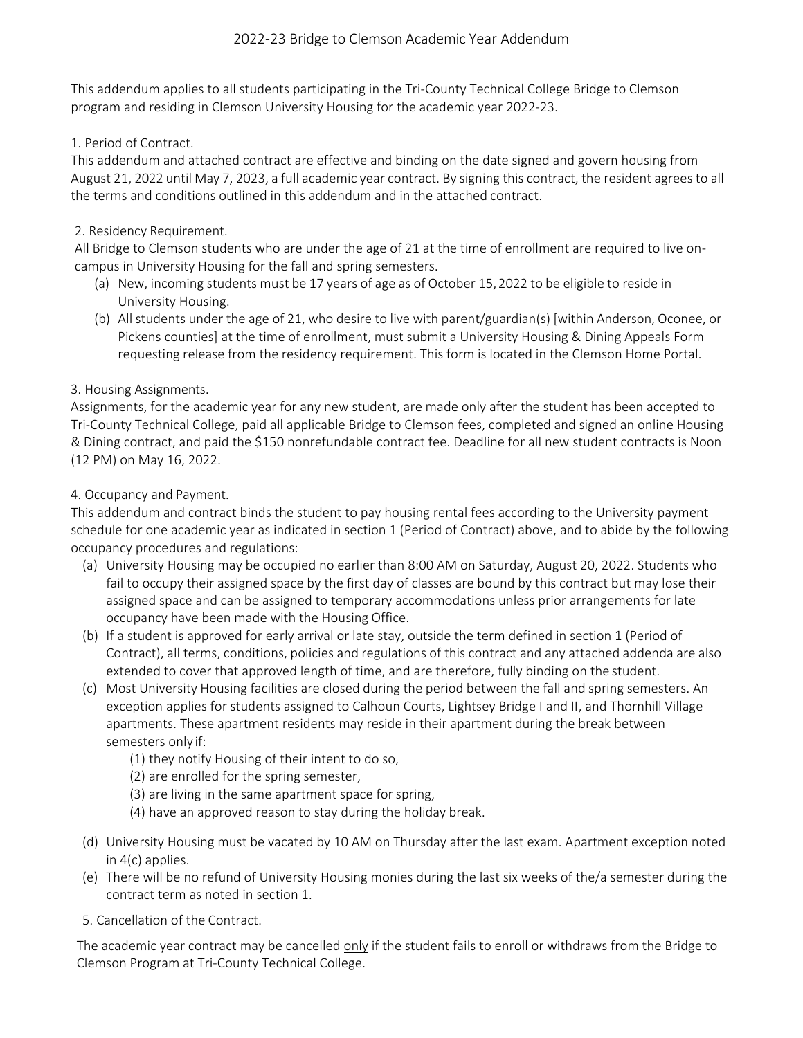# 2022-23 Bridge to Clemson Academic Year Addendum

This addendum applies to all students participating in the Tri-County Technical College Bridge to Clemson program and residing in Clemson University Housing for the academic year 2022-23.

1. Period of Contract.

This addendum and attached contract are effective and binding on the date signed and govern housing from August 21, 2022 until May 7, 2023, a full academic year contract. By signing this contract, the resident agrees to all the terms and conditions outlined in this addendum and in the attached contract.

2. Residency Requirement.

All Bridge to Clemson students who are under the age of 21 at the time of enrollment are required to live on-campus in University Housing for the fall and spring semesters.

(a) New, incoming students must be 17 years of age as of October 15, 2022 to be eligible to reside in University Housing.

(b) All students under the age of 21, who desire to live with parent/guardian(s) [within Anderson, Oconee, or Pickens counties] at the time of enrollment, must submit a University Housing & Dining Appeals Form requesting release from the residency requirement. This form is located in the Clemson Home Portal.

3. Housing Assignments.

Assignments, for the academic year for any new student, are made only after the student has been accepted to Tri-County Technical College, paid all applicable Bridge to Clemson fees, completed and signed an online Housing & Dining contract, and paid the $150 nonrefundable contract fee. Deadline for all new student contracts is Noon (12 PM) on May 16, 2022.

4. Occupancy and Payment.

This addendum and contract binds the student to pay housing rental fees according to the University payment schedule for one academic year as indicated in section 1 (Period of Contract) above, and to abide by the following occupancy procedures and regulations:

(a) University Housing may be occupied no earlier than 8:00 AM on Saturday, August 20, 2022. Students who fail to occupy their assigned space by the first day of classes are bound by this contract but may lose their assigned space and can be assigned to temporary accommodations unless prior arrangements for late occupancy have been made with the Housing Office.

(b) If a student is approved for early arrival or late stay, outside the term defined in section 1 (Period of Contract), all terms, conditions, policies and regulations of this contract and any attached addenda are also extended to cover that approved length of time, and are therefore, fully binding on the student.

(c) Most University Housing facilities are closed during the period between the fall and spring semesters. An exception applies for students assigned to Calhoun Courts, Lightsey Bridge I and II, and Thornhill Village apartments. These apartment residents may reside in their apartment during the break between semesters only if:

  (1) they notify Housing of their intent to do so,
  (2) are enrolled for the spring semester,
  (3) are living in the same apartment space for spring,
  (4) have an approved reason to stay during the holiday break.

(d) University Housing must be vacated by 10 AM on Thursday after the last exam. Apartment exception noted in 4(c) applies.

(e) There will be no refund of University Housing monies during the last six weeks of the/a semester during the contract term as noted in section 1.

5. Cancellation of the Contract.

The academic year contract may be cancelled <u>only</u> if the student fails to enroll or withdraws from the Bridge to Clemson Program at Tri-County Technical College.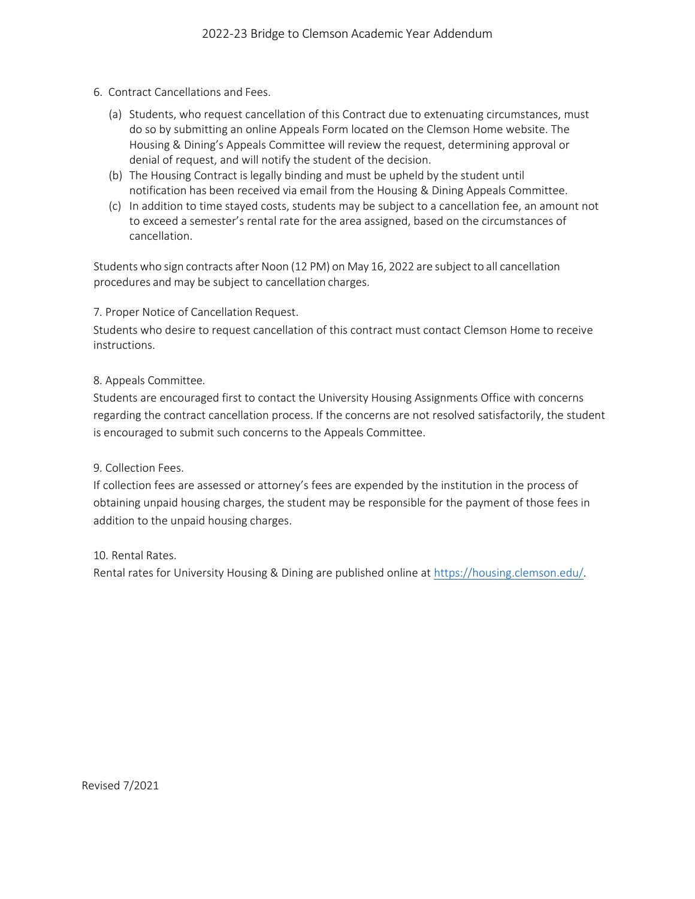6. Contract Cancellations and Fees.

   (a) Students, who request cancellation of this Contract due to extenuating circumstances, must do so by submitting an online Appeals Form located on the Clemson Home website. The Housing & Dining's Appeals Committee will review the request, determining approval or denial of request, and will notify the student of the decision.
   (b) The Housing Contract is legally binding and must be upheld by the student until notification has been received via email from the Housing & Dining Appeals Committee.
   (c) In addition to time stayed costs, students may be subject to a cancellation fee, an amount not to exceed a semester's rental rate for the area assigned, based on the circumstances of cancellation.

Students who sign contracts after Noon (12 PM) on May 16, 2022 are subject to all cancellation procedures and may be subject to cancellation charges.

7. Proper Notice of Cancellation Request.

Students who desire to request cancellation of this contract must contact Clemson Home to receive instructions.

8. Appeals Committee.

Students are encouraged first to contact the University Housing Assignments Office with concerns regarding the contract cancellation process. If the concerns are not resolved satisfactorily, the student is encouraged to submit such concerns to the Appeals Committee.

9. Collection Fees.

If collection fees are assessed or attorney's fees are expended by the institution in the process of obtaining unpaid housing charges, the student may be responsible for the payment of those fees in addition to the unpaid housing charges.

10. Rental Rates.

Rental rates for University Housing & Dining are published online at [https://housing.clemson.edu/](https://housing.clemson.edu/).

Revised 7/2021